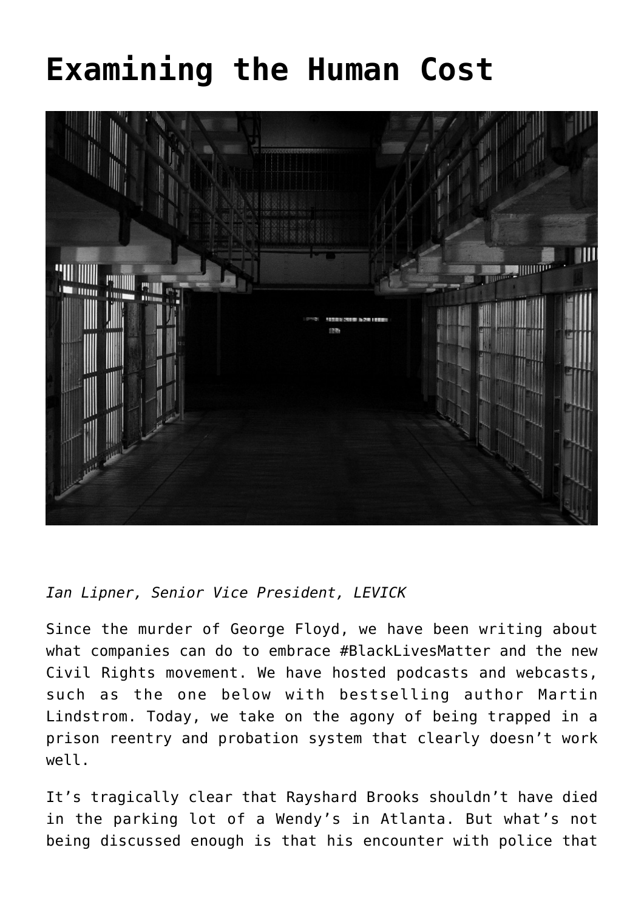# Examining the Human Cost

*Ian Lipner, Senior Vice President, LEVICK*

Since the murder of George Floyd, we have been writing about what companies can do to embrace #BlackLivesMatter and the new Civil Rights movement. We have hosted podcasts and webcasts, such as the one below with bestselling author Martin Lindstrom. Today, we take on the agony of being trapped in a prison reentry and probation system that clearly doesn't work well.

It's tragically clear that Rayshard Brooks shouldn't have died in the parking lot of a Wendy's in Atlanta. But what's not being discussed enough is that his encounter with police that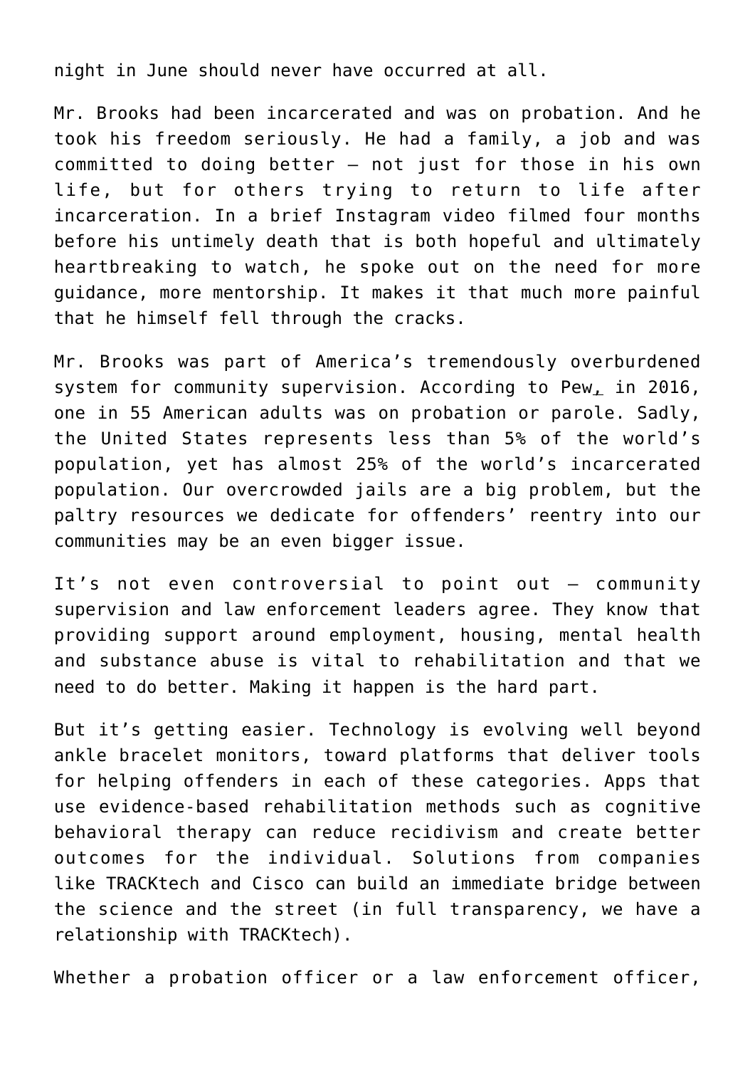night in June should never have occurred at all.

Mr. Brooks had been incarcerated and was on probation. And he took his freedom seriously. He had a family, a job and was committed to doing better — not just for those in his own life, but for others trying to return to life after incarceration. In a brief Instagram video filmed four months before his untimely death that is both hopeful and ultimately heartbreaking to watch, he spoke out on the need for more guidance, more mentorship. It makes it that much more painful that he himself fell through the cracks.

Mr. Brooks was part of America's tremendously overburdened system for community supervision. According to Pew, in 2016, one in 55 American adults was on probation or parole. Sadly, the United States represents less than 5% of the world's population, yet has almost 25% of the world's incarcerated population. Our overcrowded jails are a big problem, but the paltry resources we dedicate for offenders' reentry into our communities may be an even bigger issue.

It's not even controversial to point out — community supervision and law enforcement leaders agree. They know that providing support around employment, housing, mental health and substance abuse is vital to rehabilitation and that we need to do better. Making it happen is the hard part.

But it's getting easier. Technology is evolving well beyond ankle bracelet monitors, toward platforms that deliver tools for helping offenders in each of these categories. Apps that use evidence-based rehabilitation methods such as cognitive behavioral therapy can reduce recidivism and create better outcomes for the individual. Solutions from companies like TRACKtech and Cisco can build an immediate bridge between the science and the street (in full transparency, we have a relationship with TRACKtech).

Whether a probation officer or a law enforcement officer,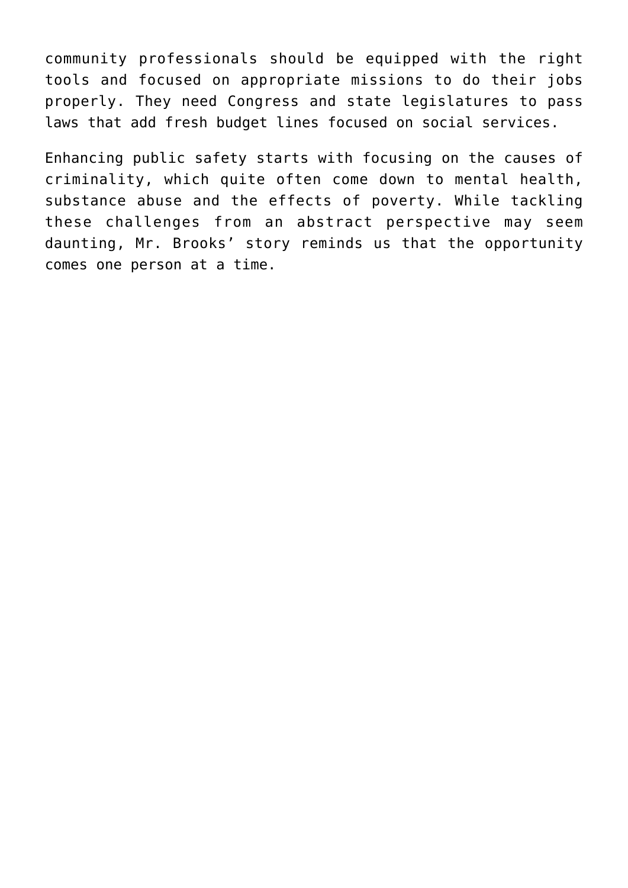community professionals should be equipped with the right tools and focused on appropriate missions to do their jobs properly. They need Congress and state legislatures to pass laws that add fresh budget lines focused on social services.

Enhancing public safety starts with focusing on the causes of criminality, which quite often come down to mental health, substance abuse and the effects of poverty. While tackling these challenges from an abstract perspective may seem daunting, Mr. Brooks' story reminds us that the opportunity comes one person at a time.